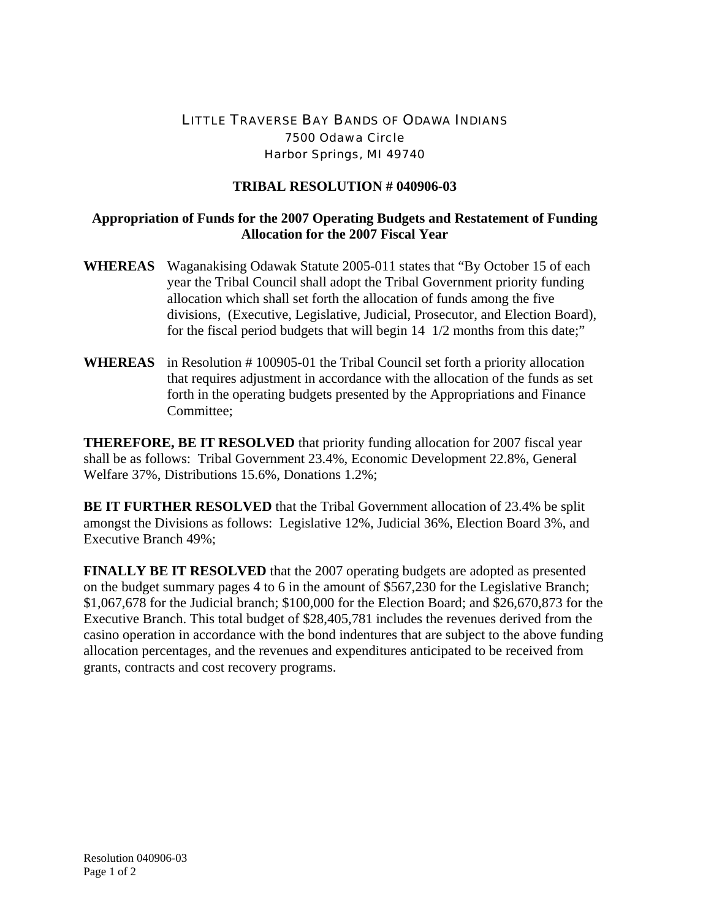LITTLE TRAVERSE BAY BANDS OF ODAWA INDIANS
7500 Odawa Circle
Harbor Springs, MI 49740

## TRIBAL RESOLUTION # 040906-03

### Appropriation of Funds for the 2007 Operating Budgets and Restatement of Funding Allocation for the 2007 Fiscal Year

**WHEREAS** Waganakising Odawak Statute 2005-011 states that "By October 15 of each year the Tribal Council shall adopt the Tribal Government priority funding allocation which shall set forth the allocation of funds among the five divisions, (Executive, Legislative, Judicial, Prosecutor, and Election Board), for the fiscal period budgets that will begin 14 1/2 months from this date;"

**WHEREAS** in Resolution # 100905-01 the Tribal Council set forth a priority allocation that requires adjustment in accordance with the allocation of the funds as set forth in the operating budgets presented by the Appropriations and Finance Committee;

**THEREFORE, BE IT RESOLVED** that priority funding allocation for 2007 fiscal year shall be as follows: Tribal Government 23.4%, Economic Development 22.8%, General Welfare 37%, Distributions 15.6%, Donations 1.2%;

**BE IT FURTHER RESOLVED** that the Tribal Government allocation of 23.4% be split amongst the Divisions as follows: Legislative 12%, Judicial 36%, Election Board 3%, and Executive Branch 49%;

**FINALLY BE IT RESOLVED** that the 2007 operating budgets are adopted as presented on the budget summary pages 4 to 6 in the amount of $567,230 for the Legislative Branch; $1,067,678 for the Judicial branch; $100,000 for the Election Board; and $26,670,873 for the Executive Branch. This total budget of $28,405,781 includes the revenues derived from the casino operation in accordance with the bond indentures that are subject to the above funding allocation percentages, and the revenues and expenditures anticipated to be received from grants, contracts and cost recovery programs.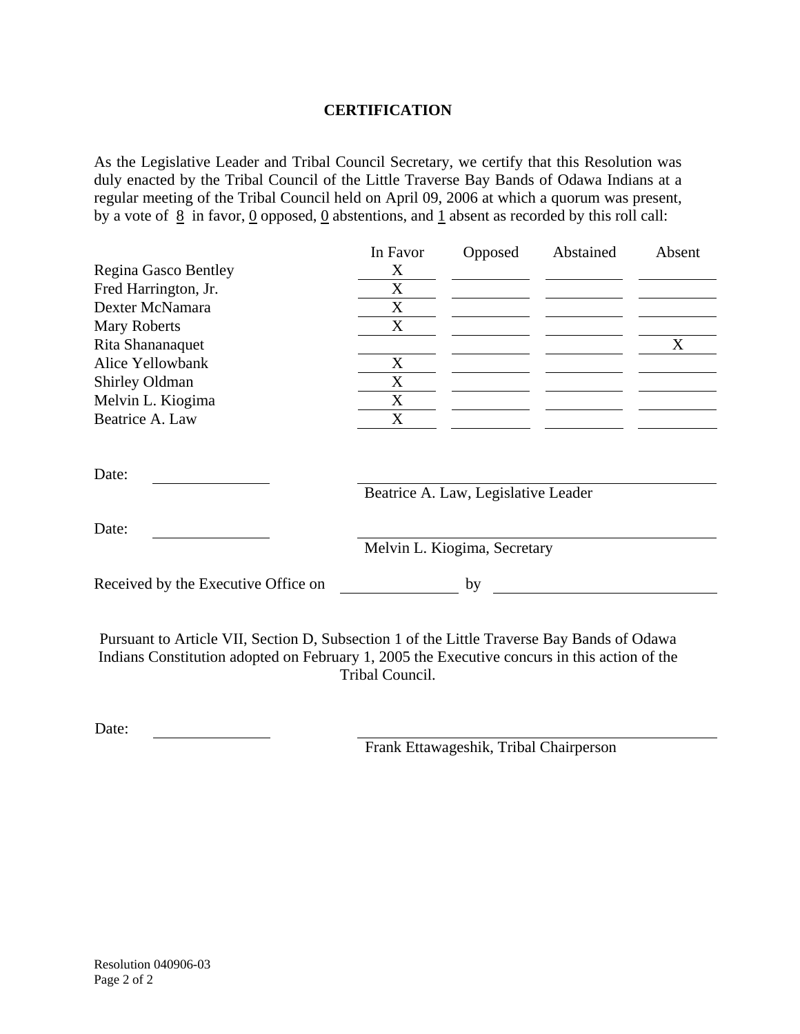**CERTIFICATION**

As the Legislative Leader and Tribal Council Secretary, we certify that this Resolution was duly enacted by the Tribal Council of the Little Traverse Bay Bands of Odawa Indians at a regular meeting of the Tribal Council held on April 09, 2006 at which a quorum was present, by a vote of 8 in favor, 0 opposed, 0 abstentions, and 1 absent as recorded by this roll call:

| | In Favor | Opposed | Abstained | Absent |
|---|---|---|---|---|
| Regina Gasco Bentley | X | | | |
| Fred Harrington, Jr. | X | | | |
| Dexter McNamara | X | | | |
| Mary Roberts | X | | | |
| Rita Shananaquet | | | | X |
| Alice Yellowbank | X | | | |
| Shirley Oldman | X | | | |
| Melvin L. Kiogima | X | | | |
| Beatrice A. Law | X | | | |

Date: ____________ ______________________________
Beatrice A. Law, Legislative Leader

Date: ____________ ______________________________
Melvin L. Kiogima, Secretary

Received by the Executive Office on ____________ by ______________________

Pursuant to Article VII, Section D, Subsection 1 of the Little Traverse Bay Bands of Odawa Indians Constitution adopted on February 1, 2005 the Executive concurs in this action of the Tribal Council.

Date: ____________ ______________________________
Frank Ettawageshik, Tribal Chairperson

Resolution 040906-03